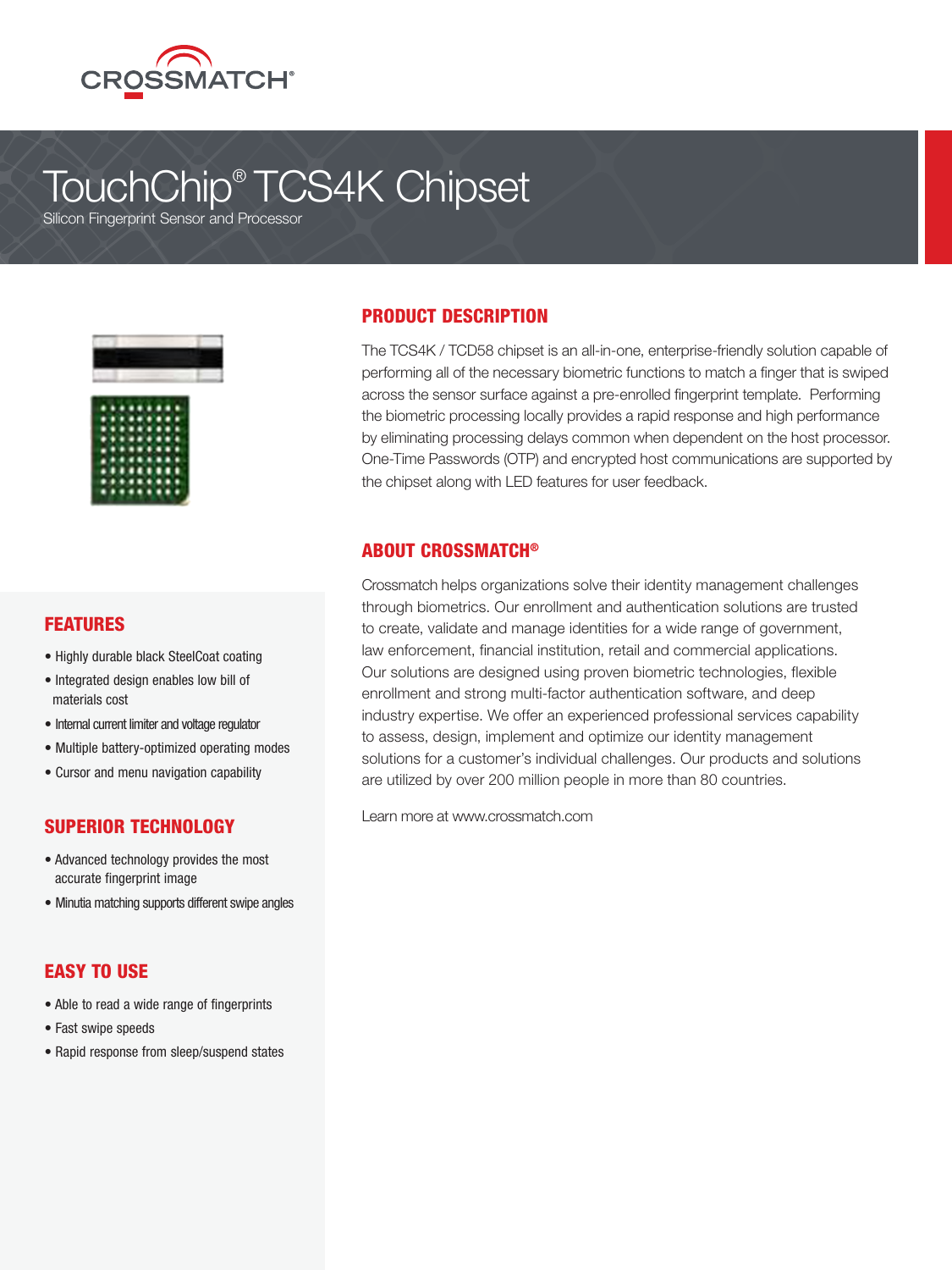CROSSMATCH®

# TouchChip® TCS4K Chipset

Silicon Fingerprint Sensor and Processor

## PRODUCT DESCRIPTION

The TCS4K / TCD58 chipset is an all-in-one, enterprise-friendly solution capable of performing all of the necessary biometric functions to match a finger that is swiped across the sensor surface against a pre-enrolled fingerprint template. Performing the biometric processing locally provides a rapid response and high performance by eliminating processing delays common when dependent on the host processor. One-Time Passwords (OTP) and encrypted host communications are supported by the chipset along with LED features for user feedback.

## ABOUT CROSSMATCH®

Crossmatch helps organizations solve their identity management challenges through biometrics. Our enrollment and authentication solutions are trusted to create, validate and manage identities for a wide range of government, law enforcement, financial institution, retail and commercial applications. Our solutions are designed using proven biometric technologies, flexible enrollment and strong multi-factor authentication software, and deep industry expertise. We offer an experienced professional services capability to assess, design, implement and optimize our identity management solutions for a customer's individual challenges. Our products and solutions are utilized by over 200 million people in more than 80 countries.

Learn more at www.crossmatch.com

## FEATURES

- Highly durable black SteelCoat coating
- Integrated design enables low bill of materials cost
- Internal current limiter and voltage regulator
- Multiple battery-optimized operating modes
- Cursor and menu navigation capability

## SUPERIOR TECHNOLOGY

- Advanced technology provides the most accurate fingerprint image
- Minutia matching supports different swipe angles

## EASY TO USE

- Able to read a wide range of fingerprints
- Fast swipe speeds
- Rapid response from sleep/suspend states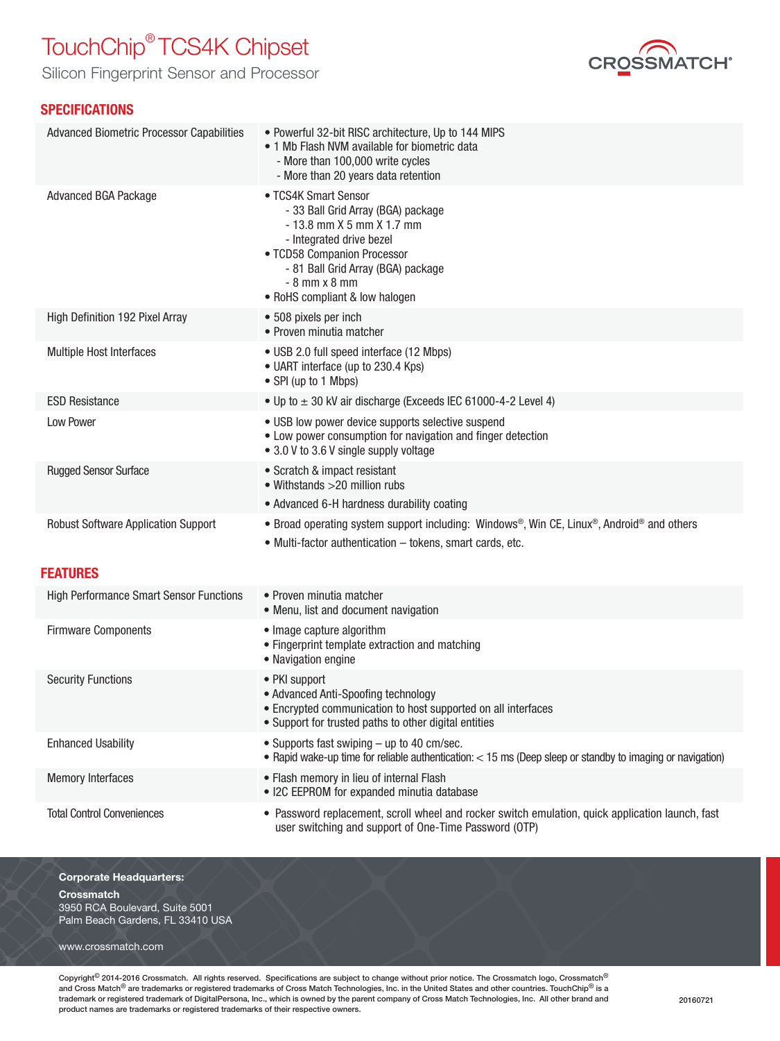# TouchChip® TCS4K Chipset

Silicon Fingerprint Sensor and Processor

CROSSMATCH®

## SPECIFICATIONS

| | |
|---|---|
| Advanced Biometric Processor Capabilities | • Powerful 32-bit RISC architecture, Up to 144 MIPS<br>• 1 Mb Flash NVM available for biometric data<br>- More than 100,000 write cycles<br>- More than 20 years data retention |
| Advanced BGA Package | • TCS4K Smart Sensor<br>- 33 Ball Grid Array (BGA) package<br>- 13.8 mm X 5 mm X 1.7 mm<br>- Integrated drive bezel<br>• TCD58 Companion Processor<br>- 81 Ball Grid Array (BGA) package<br>- 8 mm x 8 mm<br>• RoHS compliant & low halogen |
| High Definition 192 Pixel Array | • 508 pixels per inch<br>• Proven minutia matcher |
| Multiple Host Interfaces | • USB 2.0 full speed interface (12 Mbps)<br>• UART interface (up to 230.4 Kps)<br>• SPI (up to 1 Mbps) |
| ESD Resistance | • Up to ± 30 kV air discharge (Exceeds IEC 61000-4-2 Level 4) |
| Low Power | • USB low power device supports selective suspend<br>• Low power consumption for navigation and finger detection<br>• 3.0 V to 3.6 V single supply voltage |
| Rugged Sensor Surface | • Scratch & impact resistant<br>• Withstands >20 million rubs<br>• Advanced 6-H hardness durability coating |
| Robust Software Application Support | • Broad operating system support including: Windows®, Win CE, Linux®, Android® and others<br>• Multi-factor authentication – tokens, smart cards, etc. |

## FEATURES

| | |
|---|---|
| High Performance Smart Sensor Functions | • Proven minutia matcher<br>• Menu, list and document navigation |
| Firmware Components | • Image capture algorithm<br>• Fingerprint template extraction and matching<br>• Navigation engine |
| Security Functions | • PKI support<br>• Advanced Anti-Spoofing technology<br>• Encrypted communication to host supported on all interfaces<br>• Support for trusted paths to other digital entities |
| Enhanced Usability | • Supports fast swiping – up to 40 cm/sec.<br>• Rapid wake-up time for reliable authentication: < 15 ms (Deep sleep or standby to imaging or navigation) |
| Memory Interfaces | • Flash memory in lieu of internal Flash<br>• I2C EEPROM for expanded minutia database |
| Total Control Conveniences | • Password replacement, scroll wheel and rocker switch emulation, quick application launch, fast user switching and support of One-Time Password (OTP) |

**Corporate Headquarters:**

**Crossmatch**
3950 RCA Boulevard, Suite 5001
Palm Beach Gardens, FL 33410 USA

www.crossmatch.com

Copyright© 2014-2016 Crossmatch. All rights reserved. Specifications are subject to change without prior notice. The Crossmatch logo, Crossmatch® and Cross Match® are trademarks or registered trademarks of Cross Match Technologies, Inc. in the United States and other countries. TouchChip® is a trademark or registered trademark of DigitalPersona, Inc., which is owned by the parent company of Cross Match Technologies, Inc. All other brand and product names are trademarks or registered trademarks of their respective owners.

20160721